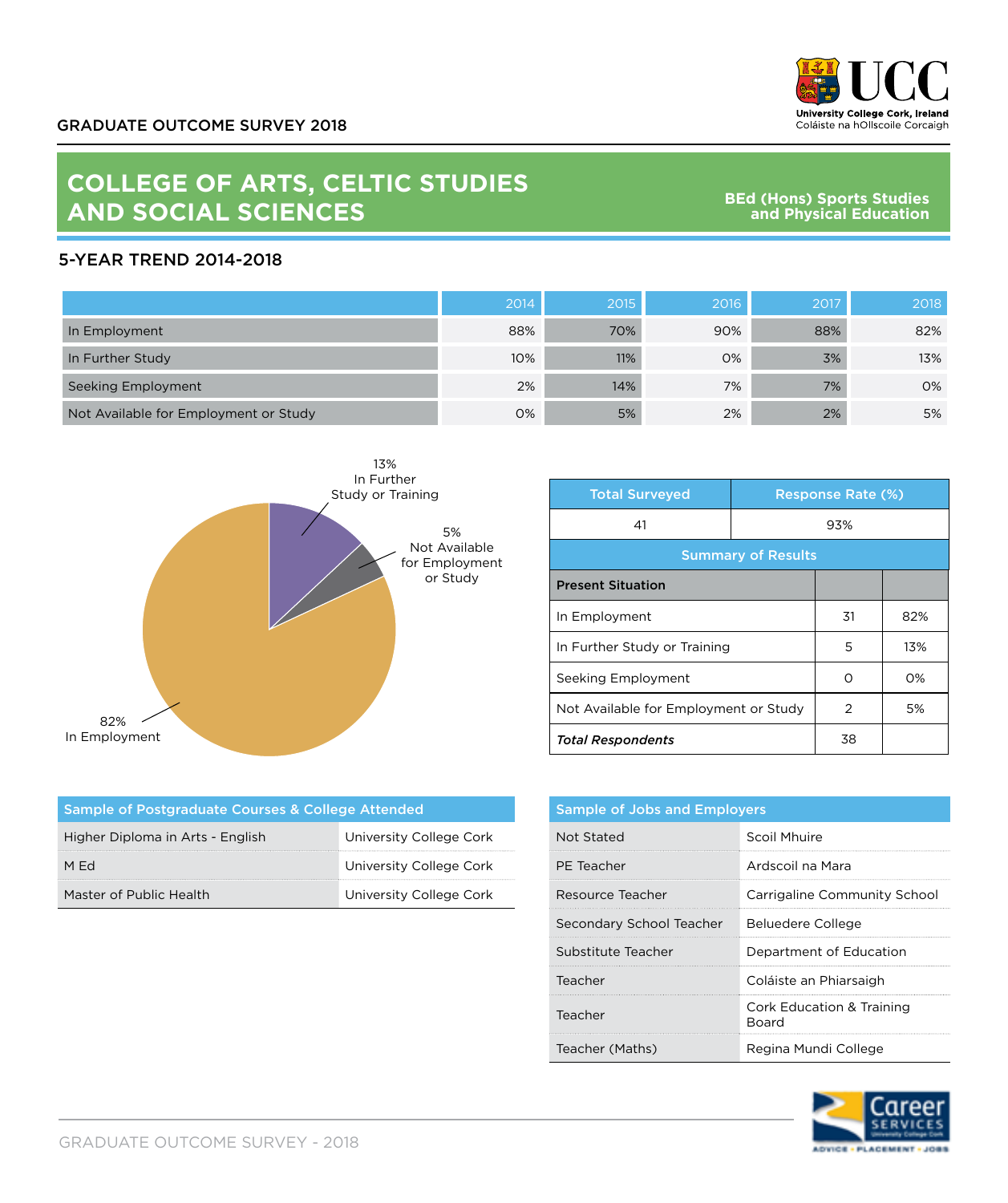GRADUATE OUTCOME SURVEY 2018

UCC
University College Cork, Ireland
Coláiste na hOllscoile Corcaigh

# COLLEGE OF ARTS, CELTIC STUDIES AND SOCIAL SCIENCES

**BEd (Hons) Sports Studies and Physical Education**

## 5-YEAR TREND 2014-2018

| | 2014 | 2015 | 2016 | 2017 | 2018 |
|---|---|---|---|---|---|
| In Employment | 88% | 70% | 90% | 88% | 82% |
| In Further Study | 10% | 11% | 0% | 3% | 13% |
| Seeking Employment | 2% | 14% | 7% | 7% | 0% |
| Not Available for Employment or Study | 0% | 5% | 2% | 2% | 5% |

13% In Further Study or Training

5% Not Available for Employment or Study

82% In Employment

| Total Surveyed | Response Rate (%) |
|---|---|
| 41 | 93% |

**Summary of Results**

| Present Situation | | |
|---|---|---|
| In Employment | 31 | 82% |
| In Further Study or Training | 5 | 13% |
| Seeking Employment | 0 | 0% |
| Not Available for Employment or Study | 2 | 5% |
| ***Total Respondents*** | 38 | |

| Sample of Postgraduate Courses & College Attended | |
|---|---|
| Higher Diploma in Arts - English | University College Cork |
| M Ed | University College Cork |
| Master of Public Health | University College Cork |

| Sample of Jobs and Employers | |
|---|---|
| Not Stated | Scoil Mhuire |
| PE Teacher | Ardscoil na Mara |
| Resource Teacher | Carrigaline Community School |
| Secondary School Teacher | Beluedere College |
| Substitute Teacher | Department of Education |
| Teacher | Coláiste an Phiarsaigh |
| Teacher | Cork Education & Training Board |
| Teacher (Maths) | Regina Mundi College |

Career Services University College Cork
ADVICE • PLACEMENT • JOBS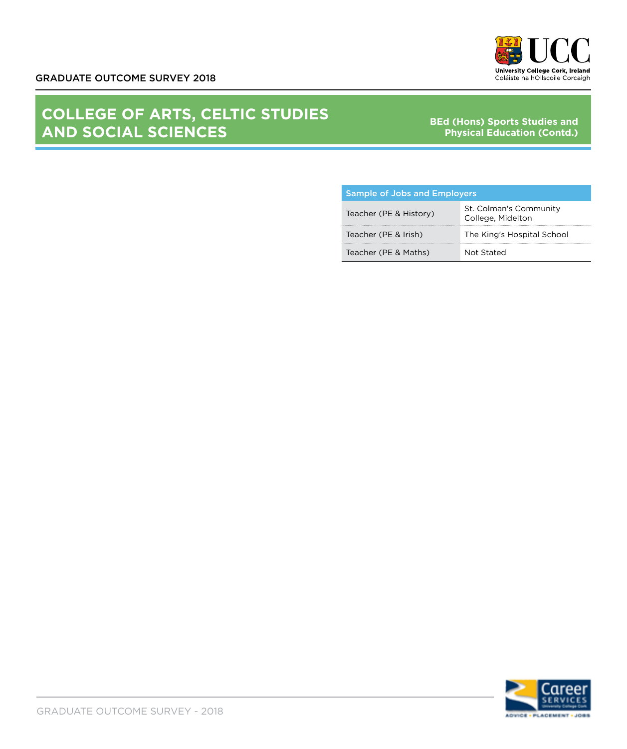# COLLEGE OF ARTS, CELTIC STUDIES AND SOCIAL SCIENCES

## BEd (Hons) Sports Studies and Physical Education (Contd.)

| Sample of Jobs and Employers | |
|---|---|
| Teacher (PE & History) | St. Colman's Community College, Midelton |
| Teacher (PE & Irish) | The King's Hospital School |
| Teacher (PE & Maths) | Not Stated |